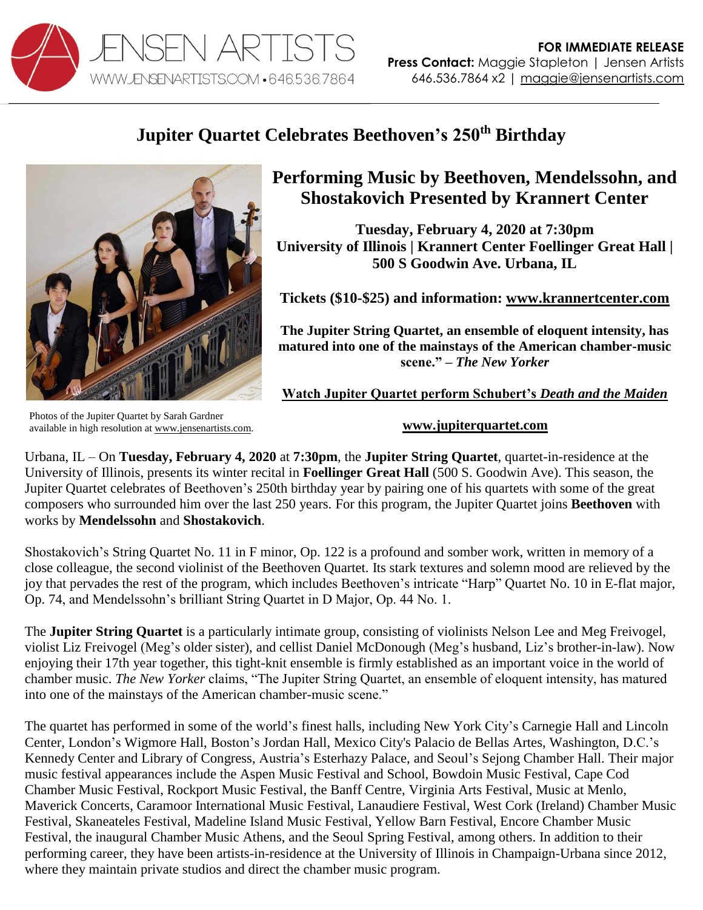JENSEN ARTISTS
WWW.JENSENARTISTS.COM • 646.536.7864

**FOR IMMEDIATE RELEASE**
**Press Contact:** Maggie Stapleton | Jensen Artists
646.536.7864 x2 | maggie@jensenartists.com

# Jupiter Quartet Celebrates Beethoven's 250th Birthday

Photos of the Jupiter Quartet by Sarah Gardner available in high resolution at www.jensenartists.com.

## Performing Music by Beethoven, Mendelssohn, and Shostakovich Presented by Krannert Center

**Tuesday, February 4, 2020 at 7:30pm**
**University of Illinois | Krannert Center Foellinger Great Hall | 500 S Goodwin Ave. Urbana, IL**

**Tickets ($10-$25) and information: www.krannertcenter.com**

**The Jupiter String Quartet, an ensemble of eloquent intensity, has matured into one of the mainstays of the American chamber-music scene." – *The New Yorker***

**Watch Jupiter Quartet perform Schubert's *Death and the Maiden***

**www.jupiterquartet.com**

Urbana, IL – On **Tuesday, February 4, 2020** at **7:30pm**, the **Jupiter String Quartet**, quartet-in-residence at the University of Illinois, presents its winter recital in **Foellinger Great Hall** (500 S. Goodwin Ave). This season, the Jupiter Quartet celebrates of Beethoven's 250th birthday year by pairing one of his quartets with some of the great composers who surrounded him over the last 250 years. For this program, the Jupiter Quartet joins **Beethoven** with works by **Mendelssohn** and **Shostakovich**.

Shostakovich's String Quartet No. 11 in F minor, Op. 122 is a profound and somber work, written in memory of a close colleague, the second violinist of the Beethoven Quartet. Its stark textures and solemn mood are relieved by the joy that pervades the rest of the program, which includes Beethoven's intricate "Harp" Quartet No. 10 in E-flat major, Op. 74, and Mendelssohn's brilliant String Quartet in D Major, Op. 44 No. 1.

The **Jupiter String Quartet** is a particularly intimate group, consisting of violinists Nelson Lee and Meg Freivogel, violist Liz Freivogel (Meg's older sister), and cellist Daniel McDonough (Meg's husband, Liz's brother-in-law). Now enjoying their 17th year together, this tight-knit ensemble is firmly established as an important voice in the world of chamber music. *The New Yorker* claims, "The Jupiter String Quartet, an ensemble of eloquent intensity, has matured into one of the mainstays of the American chamber-music scene."

The quartet has performed in some of the world's finest halls, including New York City's Carnegie Hall and Lincoln Center, London's Wigmore Hall, Boston's Jordan Hall, Mexico City's Palacio de Bellas Artes, Washington, D.C.'s Kennedy Center and Library of Congress, Austria's Esterhazy Palace, and Seoul's Sejong Chamber Hall. Their major music festival appearances include the Aspen Music Festival and School, Bowdoin Music Festival, Cape Cod Chamber Music Festival, Rockport Music Festival, the Banff Centre, Virginia Arts Festival, Music at Menlo, Maverick Concerts, Caramoor International Music Festival, Lanaudiere Festival, West Cork (Ireland) Chamber Music Festival, Skaneateles Festival, Madeline Island Music Festival, Yellow Barn Festival, Encore Chamber Music Festival, the inaugural Chamber Music Athens, and the Seoul Spring Festival, among others. In addition to their performing career, they have been artists-in-residence at the University of Illinois in Champaign-Urbana since 2012, where they maintain private studios and direct the chamber music program.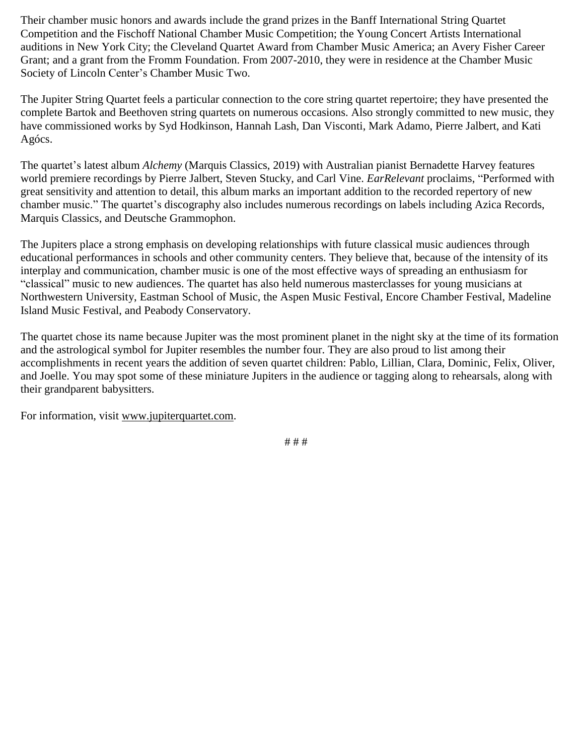Their chamber music honors and awards include the grand prizes in the Banff International String Quartet Competition and the Fischoff National Chamber Music Competition; the Young Concert Artists International auditions in New York City; the Cleveland Quartet Award from Chamber Music America; an Avery Fisher Career Grant; and a grant from the Fromm Foundation. From 2007-2010, they were in residence at the Chamber Music Society of Lincoln Center's Chamber Music Two.

The Jupiter String Quartet feels a particular connection to the core string quartet repertoire; they have presented the complete Bartok and Beethoven string quartets on numerous occasions. Also strongly committed to new music, they have commissioned works by Syd Hodkinson, Hannah Lash, Dan Visconti, Mark Adamo, Pierre Jalbert, and Kati Agócs.

The quartet's latest album *Alchemy* (Marquis Classics, 2019) with Australian pianist Bernadette Harvey features world premiere recordings by Pierre Jalbert, Steven Stucky, and Carl Vine. *EarRelevant* proclaims, "Performed with great sensitivity and attention to detail, this album marks an important addition to the recorded repertory of new chamber music." The quartet's discography also includes numerous recordings on labels including Azica Records, Marquis Classics, and Deutsche Grammophon.

The Jupiters place a strong emphasis on developing relationships with future classical music audiences through educational performances in schools and other community centers. They believe that, because of the intensity of its interplay and communication, chamber music is one of the most effective ways of spreading an enthusiasm for "classical" music to new audiences. The quartet has also held numerous masterclasses for young musicians at Northwestern University, Eastman School of Music, the Aspen Music Festival, Encore Chamber Festival, Madeline Island Music Festival, and Peabody Conservatory.

The quartet chose its name because Jupiter was the most prominent planet in the night sky at the time of its formation and the astrological symbol for Jupiter resembles the number four. They are also proud to list among their accomplishments in recent years the addition of seven quartet children: Pablo, Lillian, Clara, Dominic, Felix, Oliver, and Joelle. You may spot some of these miniature Jupiters in the audience or tagging along to rehearsals, along with their grandparent babysitters.

For information, visit www.jupiterquartet.com.

# # #